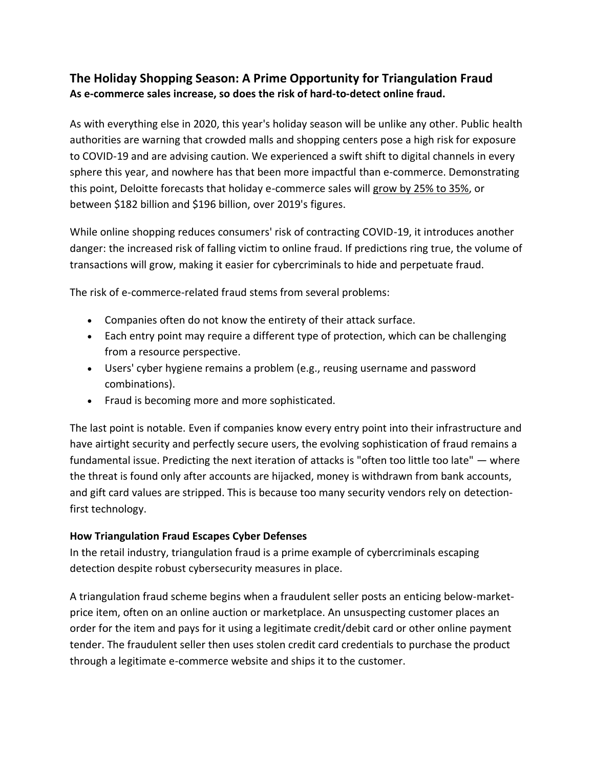## The Holiday Shopping Season: A Prime Opportunity for Triangulation Fraud

**As e-commerce sales increase, so does the risk of hard-to-detect online fraud.**

As with everything else in 2020, this year's holiday season will be unlike any other. Public health authorities are warning that crowded malls and shopping centers pose a high risk for exposure to COVID-19 and are advising caution. We experienced a swift shift to digital channels in every sphere this year, and nowhere has that been more impactful than e-commerce. Demonstrating this point, Deloitte forecasts that holiday e-commerce sales will grow by 25% to 35%, or between $182 billion and $196 billion, over 2019's figures.

While online shopping reduces consumers' risk of contracting COVID-19, it introduces another danger: the increased risk of falling victim to online fraud. If predictions ring true, the volume of transactions will grow, making it easier for cybercriminals to hide and perpetuate fraud.

The risk of e-commerce-related fraud stems from several problems:

- Companies often do not know the entirety of their attack surface.
- Each entry point may require a different type of protection, which can be challenging from a resource perspective.
- Users' cyber hygiene remains a problem (e.g., reusing username and password combinations).
- Fraud is becoming more and more sophisticated.

The last point is notable. Even if companies know every entry point into their infrastructure and have airtight security and perfectly secure users, the evolving sophistication of fraud remains a fundamental issue. Predicting the next iteration of attacks is "often too little too late" — where the threat is found only after accounts are hijacked, money is withdrawn from bank accounts, and gift card values are stripped. This is because too many security vendors rely on detection-first technology.

### How Triangulation Fraud Escapes Cyber Defenses

In the retail industry, triangulation fraud is a prime example of cybercriminals escaping detection despite robust cybersecurity measures in place.

A triangulation fraud scheme begins when a fraudulent seller posts an enticing below-market-price item, often on an online auction or marketplace. An unsuspecting customer places an order for the item and pays for it using a legitimate credit/debit card or other online payment tender. The fraudulent seller then uses stolen credit card credentials to purchase the product through a legitimate e-commerce website and ships it to the customer.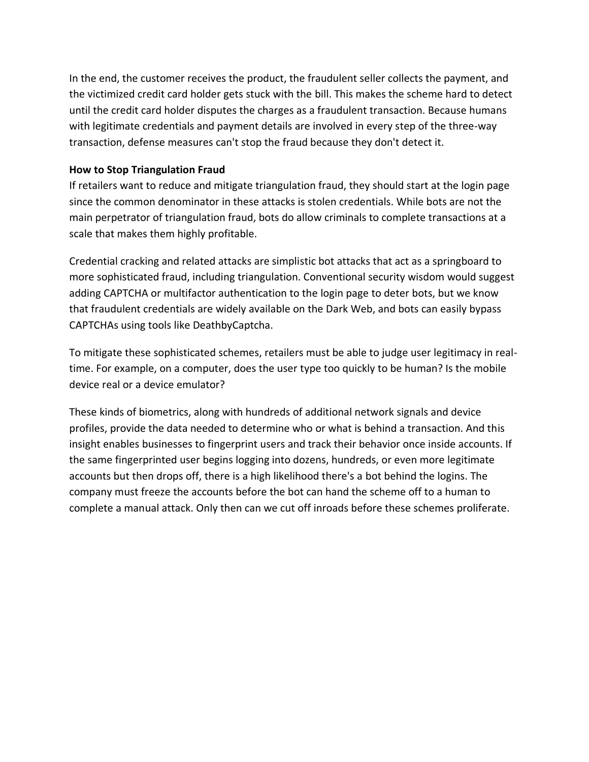In the end, the customer receives the product, the fraudulent seller collects the payment, and the victimized credit card holder gets stuck with the bill. This makes the scheme hard to detect until the credit card holder disputes the charges as a fraudulent transaction. Because humans with legitimate credentials and payment details are involved in every step of the three-way transaction, defense measures can't stop the fraud because they don't detect it.

**How to Stop Triangulation Fraud**

If retailers want to reduce and mitigate triangulation fraud, they should start at the login page since the common denominator in these attacks is stolen credentials. While bots are not the main perpetrator of triangulation fraud, bots do allow criminals to complete transactions at a scale that makes them highly profitable.

Credential cracking and related attacks are simplistic bot attacks that act as a springboard to more sophisticated fraud, including triangulation. Conventional security wisdom would suggest adding CAPTCHA or multifactor authentication to the login page to deter bots, but we know that fraudulent credentials are widely available on the Dark Web, and bots can easily bypass CAPTCHAs using tools like DeathbyCaptcha.

To mitigate these sophisticated schemes, retailers must be able to judge user legitimacy in real-time. For example, on a computer, does the user type too quickly to be human? Is the mobile device real or a device emulator?

These kinds of biometrics, along with hundreds of additional network signals and device profiles, provide the data needed to determine who or what is behind a transaction. And this insight enables businesses to fingerprint users and track their behavior once inside accounts. If the same fingerprinted user begins logging into dozens, hundreds, or even more legitimate accounts but then drops off, there is a high likelihood there's a bot behind the logins. The company must freeze the accounts before the bot can hand the scheme off to a human to complete a manual attack. Only then can we cut off inroads before these schemes proliferate.